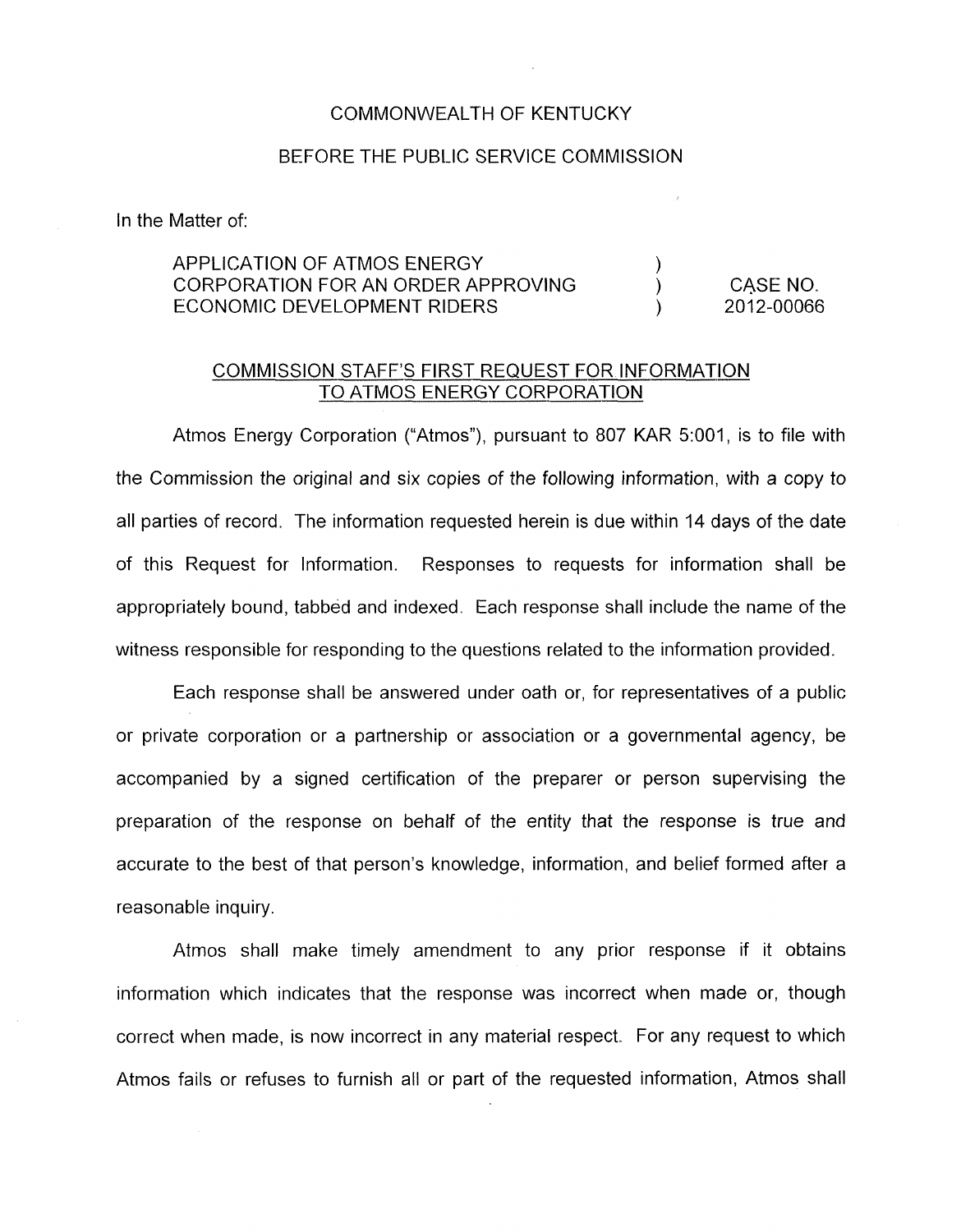COMMONWEALTH OF KENTUCKY

BEFORE THE PUBLIC SERVICE COMMISSION

In the Matter of:

| | | |
|---|---|---|
| APPLICATION OF ATMOS ENERGY CORPORATION FOR AN ORDER APPROVING ECONOMIC DEVELOPMENT RIDERS | ) ) ) | CASE NO. 2012-00066 |

## COMMISSION STAFF'S FIRST REQUEST FOR INFORMATION TO ATMOS ENERGY CORPORATION

Atmos Energy Corporation ("Atmos"), pursuant to 807 KAR 5:001, is to file with the Commission the original and six copies of the following information, with a copy to all parties of record. The information requested herein is due within 14 days of the date of this Request for Information. Responses to requests for information shall be appropriately bound, tabbed and indexed. Each response shall include the name of the witness responsible for responding to the questions related to the information provided.

Each response shall be answered under oath or, for representatives of a public or private corporation or a partnership or association or a governmental agency, be accompanied by a signed certification of the preparer or person supervising the preparation of the response on behalf of the entity that the response is true and accurate to the best of that person's knowledge, information, and belief formed after a reasonable inquiry.

Atmos shall make timely amendment to any prior response if it obtains information which indicates that the response was incorrect when made or, though correct when made, is now incorrect in any material respect. For any request to which Atmos fails or refuses to furnish all or part of the requested information, Atmos shall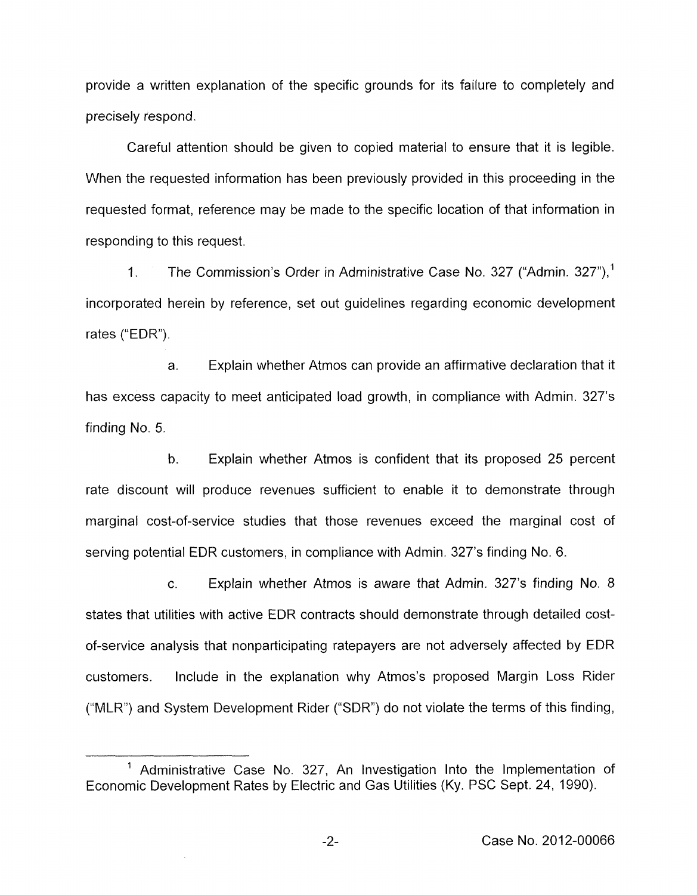provide a written explanation of the specific grounds for its failure to completely and precisely respond.

Careful attention should be given to copied material to ensure that it is legible. When the requested information has been previously provided in this proceeding in the requested format, reference may be made to the specific location of that information in responding to this request.

1. The Commission's Order in Administrative Case No. 327 ("Admin. 327"),[1] incorporated herein by reference, set out guidelines regarding economic development rates ("EDR").

   a. Explain whether Atmos can provide an affirmative declaration that it has excess capacity to meet anticipated load growth, in compliance with Admin. 327's finding No. 5.

   b. Explain whether Atmos is confident that its proposed 25 percent rate discount will produce revenues sufficient to enable it to demonstrate through marginal cost-of-service studies that those revenues exceed the marginal cost of serving potential EDR customers, in compliance with Admin. 327's finding No. 6.

   c. Explain whether Atmos is aware that Admin. 327's finding No. 8 states that utilities with active EDR contracts should demonstrate through detailed cost-of-service analysis that nonparticipating ratepayers are not adversely affected by EDR customers. Include in the explanation why Atmos's proposed Margin Loss Rider ("MLR") and System Development Rider ("SDR") do not violate the terms of this finding,

---

[1] Administrative Case No. 327, An Investigation Into the Implementation of Economic Development Rates by Electric and Gas Utilities (Ky. PSC Sept. 24, 1990).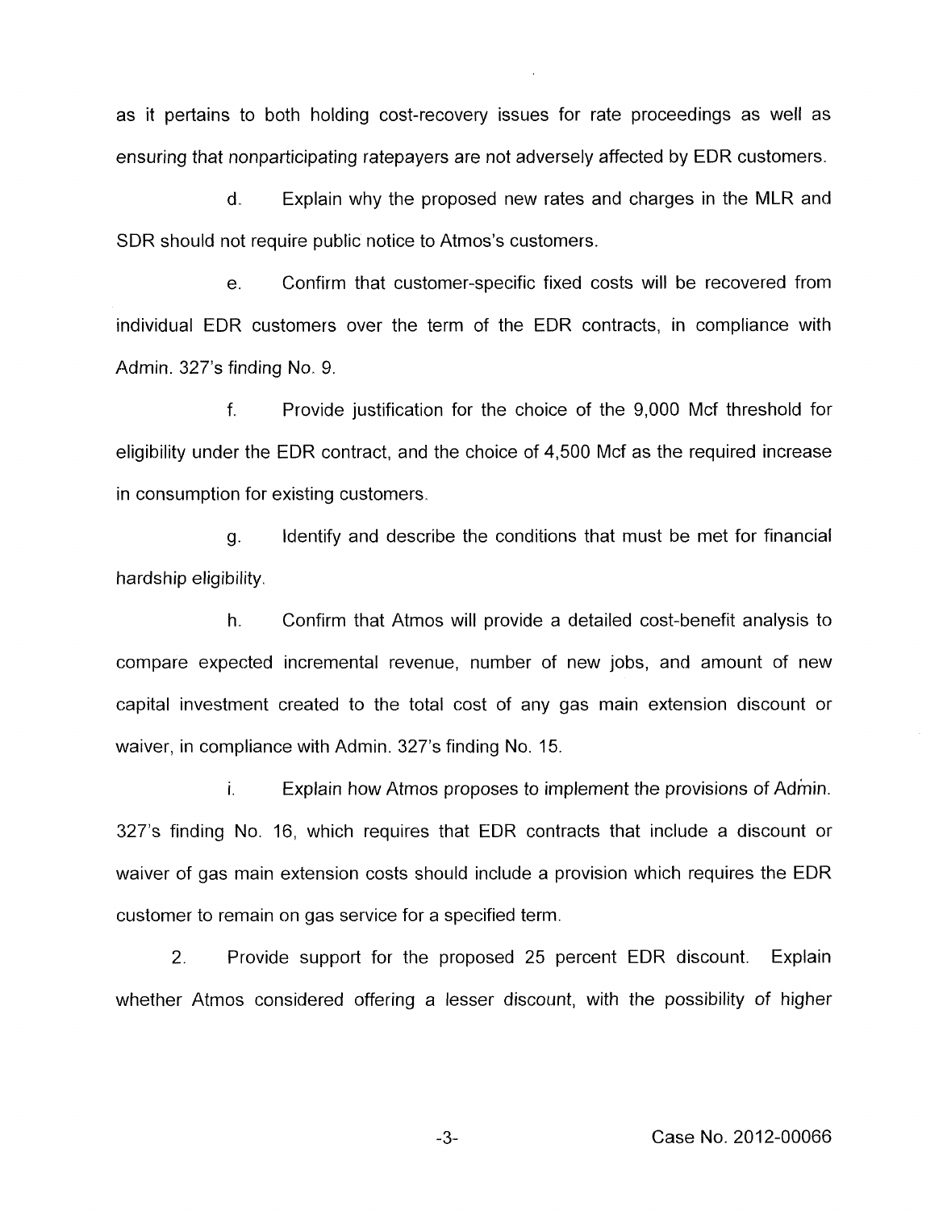as it pertains to both holding cost-recovery issues for rate proceedings as well as ensuring that nonparticipating ratepayers are not adversely affected by EDR customers.

d. Explain why the proposed new rates and charges in the MLR and SDR should not require public notice to Atmos's customers.

e. Confirm that customer-specific fixed costs will be recovered from individual EDR customers over the term of the EDR contracts, in compliance with Admin. 327's finding No. 9.

f. Provide justification for the choice of the 9,000 Mcf threshold for eligibility under the EDR contract, and the choice of 4,500 Mcf as the required increase in consumption for existing customers.

g. Identify and describe the conditions that must be met for financial hardship eligibility.

h. Confirm that Atmos will provide a detailed cost-benefit analysis to compare expected incremental revenue, number of new jobs, and amount of new capital investment created to the total cost of any gas main extension discount or waiver, in compliance with Admin. 327's finding No. 15.

i. Explain how Atmos proposes to implement the provisions of Admin. 327's finding No. 16, which requires that EDR contracts that include a discount or waiver of gas main extension costs should include a provision which requires the EDR customer to remain on gas service for a specified term.

2. Provide support for the proposed 25 percent EDR discount. Explain whether Atmos considered offering a lesser discount, with the possibility of higher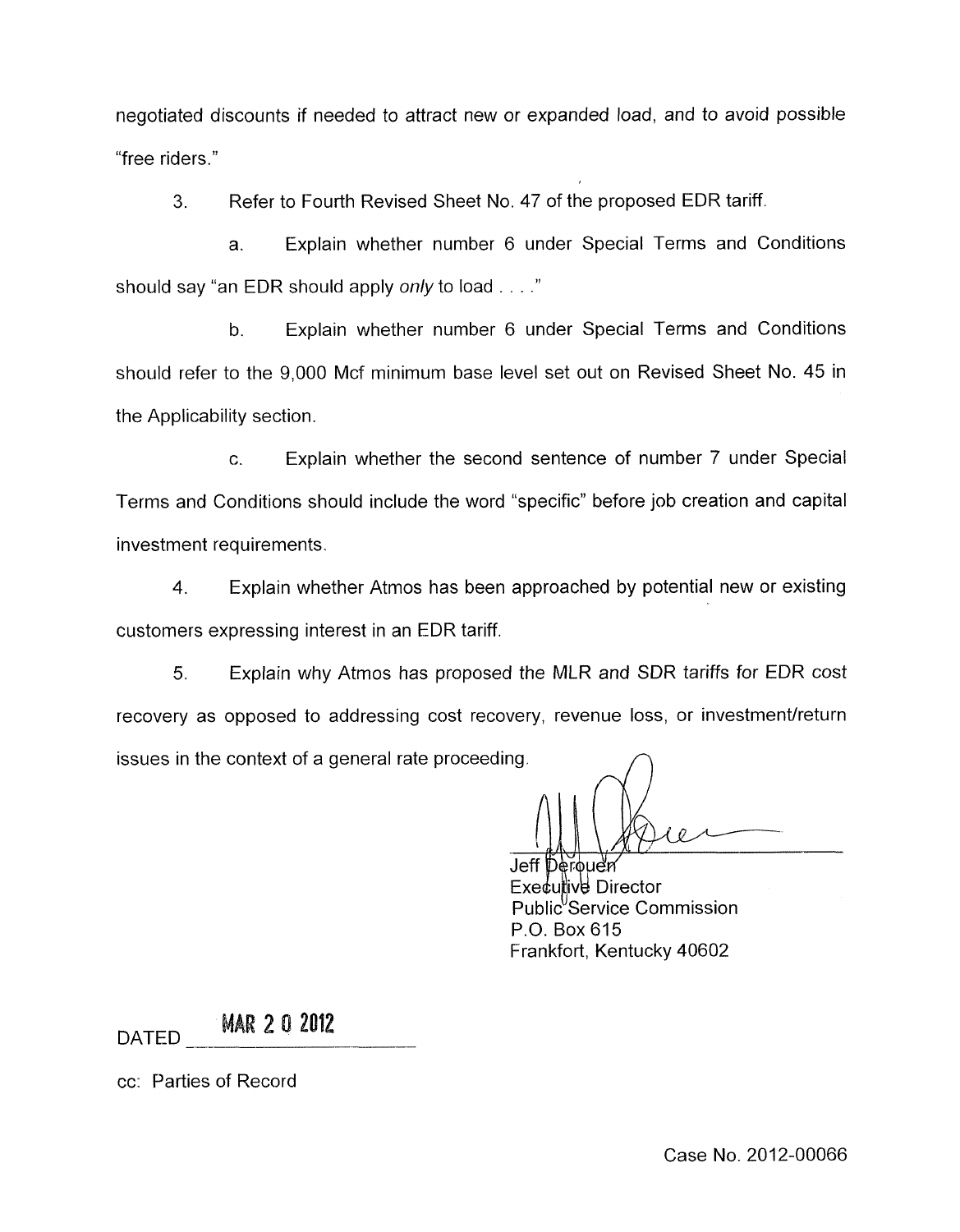negotiated discounts if needed to attract new or expanded load, and to avoid possible "free riders."

3. Refer to Fourth Revised Sheet No. 47 of the proposed EDR tariff.

a. Explain whether number 6 under Special Terms and Conditions should say "an EDR should apply *only* to load . . . ."

b. Explain whether number 6 under Special Terms and Conditions should refer to the 9,000 Mcf minimum base level set out on Revised Sheet No. 45 in the Applicability section.

c. Explain whether the second sentence of number 7 under Special Terms and Conditions should include the word "specific" before job creation and capital investment requirements.

4. Explain whether Atmos has been approached by potential new or existing customers expressing interest in an EDR tariff.

5. Explain why Atmos has proposed the MLR and SDR tariffs for EDR cost recovery as opposed to addressing cost recovery, revenue loss, or investment/return issues in the context of a general rate proceeding.

Jeff Derouen
Executive Director
Public Service Commission
P.O. Box 615
Frankfort, Kentucky 40602

DATED MAR 20 2012

cc: Parties of Record

Case No. 2012-00066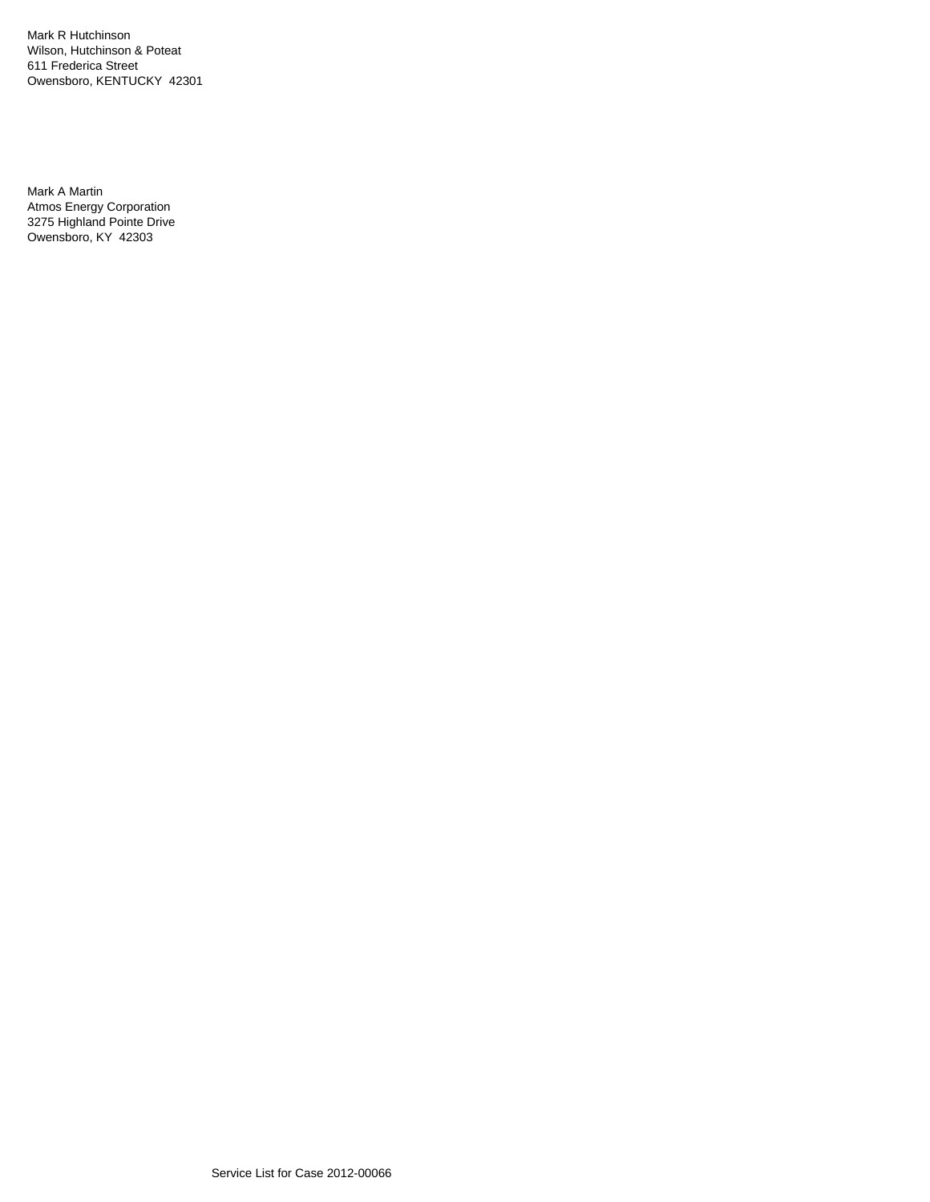Mark R Hutchinson
Wilson, Hutchinson & Poteat
611 Frederica Street
Owensboro, KENTUCKY  42301

Mark A Martin
Atmos Energy Corporation
3275 Highland Pointe Drive
Owensboro, KY  42303

Service List for Case 2012-00066